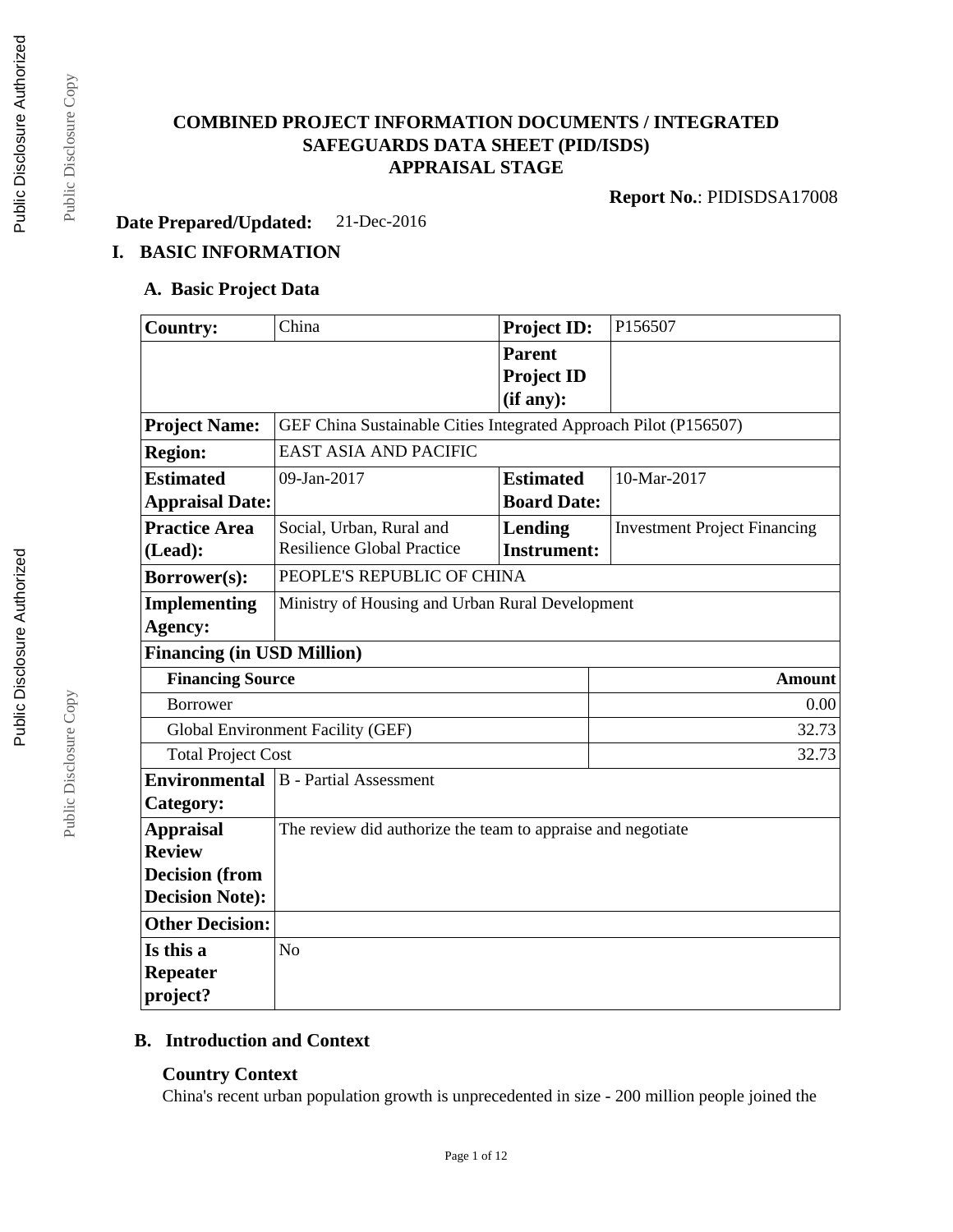# COMBINED PROJECT INFORMATION DOCUMENTS / INTEGRATED SAFEGUARDS DATA SHEET (PID/ISDS)
## APPRAISAL STAGE

**Report No.**: PIDISDSA17008

**Date Prepared/Updated:** 21-Dec-2016

## I. BASIC INFORMATION

### A. Basic Project Data

| **Country:** | China | **Project ID:** | P156507 |
|---|---|---|---|
| | | **Parent Project ID (if any):** | |
| **Project Name:** | GEF China Sustainable Cities Integrated Approach Pilot (P156507) | | |
| **Region:** | EAST ASIA AND PACIFIC | | |
| **Estimated Appraisal Date:** | 09-Jan-2017 | **Estimated Board Date:** | 10-Mar-2017 |
| **Practice Area (Lead):** | Social, Urban, Rural and Resilience Global Practice | **Lending Instrument:** | Investment Project Financing |
| **Borrower(s):** | PEOPLE'S REPUBLIC OF CHINA | | |
| **Implementing Agency:** | Ministry of Housing and Urban Rural Development | | |
| **Financing (in USD Million)** | | | |
| **Financing Source** | | | **Amount** |
| Borrower | | | 0.00 |
| Global Environment Facility (GEF) | | | 32.73 |
| Total Project Cost | | | 32.73 |
| **Environmental Category:** | B - Partial Assessment | | |
| **Appraisal Review Decision (from Decision Note):** | The review did authorize the team to appraise and negotiate | | |
| **Other Decision:** | | | |
| **Is this a Repeater project?** | No | | |

### B. Introduction and Context

#### Country Context

China's recent urban population growth is unprecedented in size - 200 million people joined the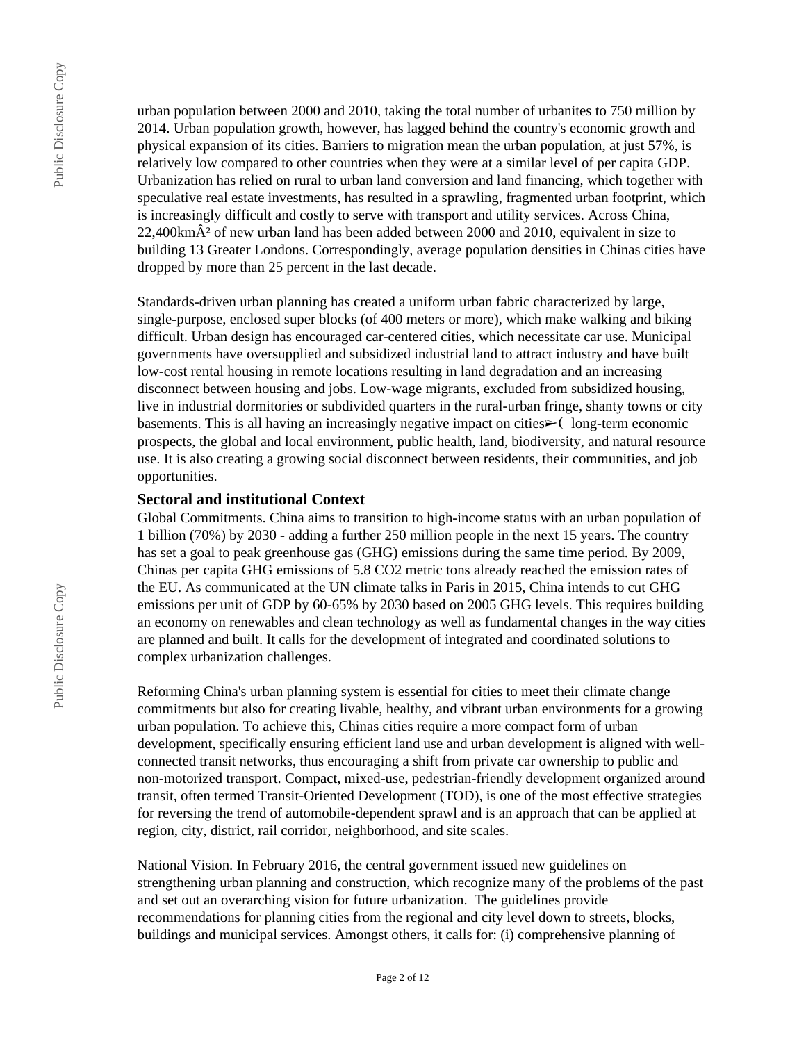urban population between 2000 and 2010, taking the total number of urbanites to 750 million by 2014. Urban population growth, however, has lagged behind the country's economic growth and physical expansion of its cities. Barriers to migration mean the urban population, at just 57%, is relatively low compared to other countries when they were at a similar level of per capita GDP. Urbanization has relied on rural to urban land conversion and land financing, which together with speculative real estate investments, has resulted in a sprawling, fragmented urban footprint, which is increasingly difficult and costly to serve with transport and utility services. Across China, 22,400kmÂ² of new urban land has been added between 2000 and 2010, equivalent in size to building 13 Greater Londons. Correspondingly, average population densities in Chinas cities have dropped by more than 25 percent in the last decade.

Standards-driven urban planning has created a uniform urban fabric characterized by large, single-purpose, enclosed super blocks (of 400 meters or more), which make walking and biking difficult. Urban design has encouraged car-centered cities, which necessitate car use. Municipal governments have oversupplied and subsidized industrial land to attract industry and have built low-cost rental housing in remote locations resulting in land degradation and an increasing disconnect between housing and jobs. Low-wage migrants, excluded from subsidized housing, live in industrial dormitories or subdivided quarters in the rural-urban fringe, shanty towns or city basements. This is all having an increasingly negative impact on cities➢( long-term economic prospects, the global and local environment, public health, land, biodiversity, and natural resource use. It is also creating a growing social disconnect between residents, their communities, and job opportunities.

### Sectoral and institutional Context

Global Commitments. China aims to transition to high-income status with an urban population of 1 billion (70%) by 2030 - adding a further 250 million people in the next 15 years. The country has set a goal to peak greenhouse gas (GHG) emissions during the same time period. By 2009, Chinas per capita GHG emissions of 5.8 $CO_2$ metric tons already reached the emission rates of the EU. As communicated at the UN climate talks in Paris in 2015, China intends to cut GHG emissions per unit of GDP by 60-65% by 2030 based on 2005 GHG levels. This requires building an economy on renewables and clean technology as well as fundamental changes in the way cities are planned and built. It calls for the development of integrated and coordinated solutions to complex urbanization challenges.

Reforming China's urban planning system is essential for cities to meet their climate change commitments but also for creating livable, healthy, and vibrant urban environments for a growing urban population. To achieve this, Chinas cities require a more compact form of urban development, specifically ensuring efficient land use and urban development is aligned with well-connected transit networks, thus encouraging a shift from private car ownership to public and non-motorized transport. Compact, mixed-use, pedestrian-friendly development organized around transit, often termed Transit-Oriented Development (TOD), is one of the most effective strategies for reversing the trend of automobile-dependent sprawl and is an approach that can be applied at region, city, district, rail corridor, neighborhood, and site scales.

National Vision. In February 2016, the central government issued new guidelines on strengthening urban planning and construction, which recognize many of the problems of the past and set out an overarching vision for future urbanization. The guidelines provide recommendations for planning cities from the regional and city level down to streets, blocks, buildings and municipal services. Amongst others, it calls for: (i) comprehensive planning of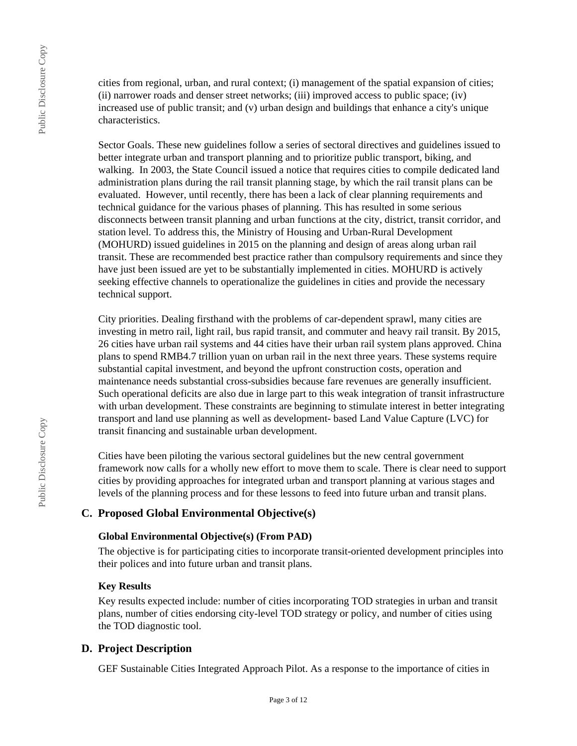cities from regional, urban, and rural context; (i) management of the spatial expansion of cities; (ii) narrower roads and denser street networks; (iii) improved access to public space; (iv) increased use of public transit; and (v) urban design and buildings that enhance a city's unique characteristics.

Sector Goals. These new guidelines follow a series of sectoral directives and guidelines issued to better integrate urban and transport planning and to prioritize public transport, biking, and walking. In 2003, the State Council issued a notice that requires cities to compile dedicated land administration plans during the rail transit planning stage, by which the rail transit plans can be evaluated. However, until recently, there has been a lack of clear planning requirements and technical guidance for the various phases of planning. This has resulted in some serious disconnects between transit planning and urban functions at the city, district, transit corridor, and station level. To address this, the Ministry of Housing and Urban-Rural Development (MOHURD) issued guidelines in 2015 on the planning and design of areas along urban rail transit. These are recommended best practice rather than compulsory requirements and since they have just been issued are yet to be substantially implemented in cities. MOHURD is actively seeking effective channels to operationalize the guidelines in cities and provide the necessary technical support.

City priorities. Dealing firsthand with the problems of car-dependent sprawl, many cities are investing in metro rail, light rail, bus rapid transit, and commuter and heavy rail transit. By 2015, 26 cities have urban rail systems and 44 cities have their urban rail system plans approved. China plans to spend RMB4.7 trillion yuan on urban rail in the next three years. These systems require substantial capital investment, and beyond the upfront construction costs, operation and maintenance needs substantial cross-subsidies because fare revenues are generally insufficient. Such operational deficits are also due in large part to this weak integration of transit infrastructure with urban development. These constraints are beginning to stimulate interest in better integrating transport and land use planning as well as development- based Land Value Capture (LVC) for transit financing and sustainable urban development.

Cities have been piloting the various sectoral guidelines but the new central government framework now calls for a wholly new effort to move them to scale. There is clear need to support cities by providing approaches for integrated urban and transport planning at various stages and levels of the planning process and for these lessons to feed into future urban and transit plans.

## C. Proposed Global Environmental Objective(s)

### Global Environmental Objective(s) (From PAD)

The objective is for participating cities to incorporate transit-oriented development principles into their polices and into future urban and transit plans.

### Key Results

Key results expected include: number of cities incorporating TOD strategies in urban and transit plans, number of cities endorsing city-level TOD strategy or policy, and number of cities using the TOD diagnostic tool.

## D. Project Description

GEF Sustainable Cities Integrated Approach Pilot. As a response to the importance of cities in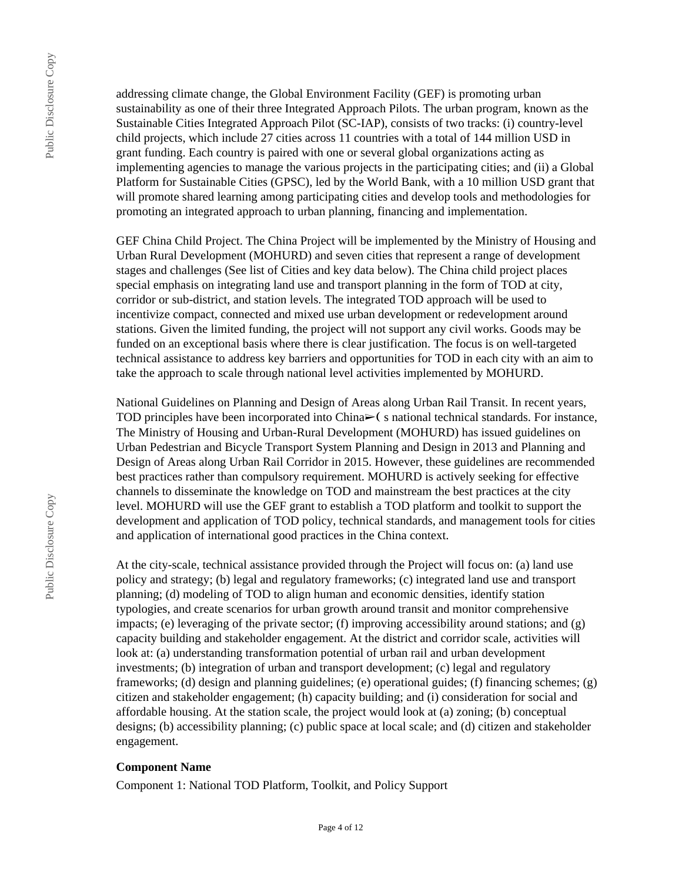addressing climate change, the Global Environment Facility (GEF) is promoting urban sustainability as one of their three Integrated Approach Pilots. The urban program, known as the Sustainable Cities Integrated Approach Pilot (SC-IAP), consists of two tracks: (i) country-level child projects, which include 27 cities across 11 countries with a total of 144 million USD in grant funding. Each country is paired with one or several global organizations acting as implementing agencies to manage the various projects in the participating cities; and (ii) a Global Platform for Sustainable Cities (GPSC), led by the World Bank, with a 10 million USD grant that will promote shared learning among participating cities and develop tools and methodologies for promoting an integrated approach to urban planning, financing and implementation.

GEF China Child Project. The China Project will be implemented by the Ministry of Housing and Urban Rural Development (MOHURD) and seven cities that represent a range of development stages and challenges (See list of Cities and key data below). The China child project places special emphasis on integrating land use and transport planning in the form of TOD at city, corridor or sub-district, and station levels. The integrated TOD approach will be used to incentivize compact, connected and mixed use urban development or redevelopment around stations. Given the limited funding, the project will not support any civil works. Goods may be funded on an exceptional basis where there is clear justification. The focus is on well-targeted technical assistance to address key barriers and opportunities for TOD in each city with an aim to take the approach to scale through national level activities implemented by MOHURD.

National Guidelines on Planning and Design of Areas along Urban Rail Transit. In recent years, TOD principles have been incorporated into China➢( s national technical standards. For instance, The Ministry of Housing and Urban-Rural Development (MOHURD) has issued guidelines on Urban Pedestrian and Bicycle Transport System Planning and Design in 2013 and Planning and Design of Areas along Urban Rail Corridor in 2015. However, these guidelines are recommended best practices rather than compulsory requirement. MOHURD is actively seeking for effective channels to disseminate the knowledge on TOD and mainstream the best practices at the city level. MOHURD will use the GEF grant to establish a TOD platform and toolkit to support the development and application of TOD policy, technical standards, and management tools for cities and application of international good practices in the China context.

At the city-scale, technical assistance provided through the Project will focus on: (a) land use policy and strategy; (b) legal and regulatory frameworks; (c) integrated land use and transport planning; (d) modeling of TOD to align human and economic densities, identify station typologies, and create scenarios for urban growth around transit and monitor comprehensive impacts; (e) leveraging of the private sector; (f) improving accessibility around stations; and (g) capacity building and stakeholder engagement. At the district and corridor scale, activities will look at: (a) understanding transformation potential of urban rail and urban development investments; (b) integration of urban and transport development; (c) legal and regulatory frameworks; (d) design and planning guidelines; (e) operational guides; (f) financing schemes; (g) citizen and stakeholder engagement; (h) capacity building; and (i) consideration for social and affordable housing. At the station scale, the project would look at (a) zoning; (b) conceptual designs; (b) accessibility planning; (c) public space at local scale; and (d) citizen and stakeholder engagement.

**Component Name**

Component 1: National TOD Platform, Toolkit, and Policy Support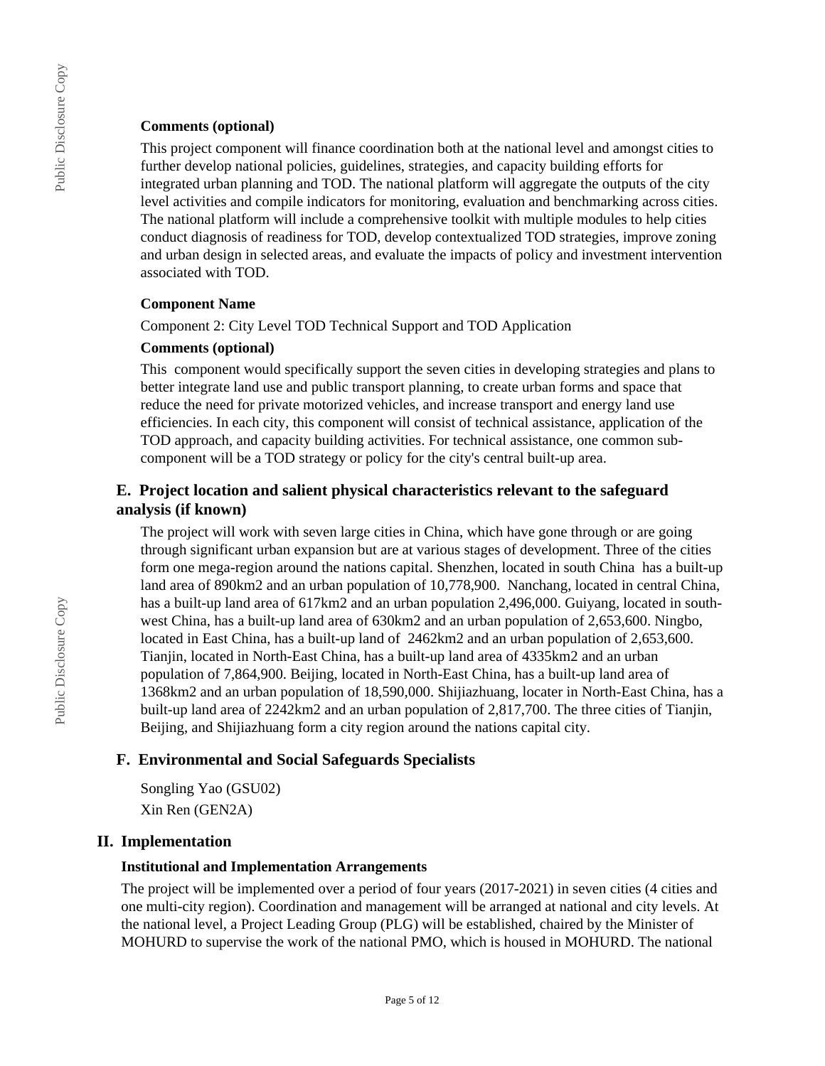**Comments (optional)**

This project component will finance coordination both at the national level and amongst cities to further develop national policies, guidelines, strategies, and capacity building efforts for integrated urban planning and TOD. The national platform will aggregate the outputs of the city level activities and compile indicators for monitoring, evaluation and benchmarking across cities. The national platform will include a comprehensive toolkit with multiple modules to help cities conduct diagnosis of readiness for TOD, develop contextualized TOD strategies, improve zoning and urban design in selected areas, and evaluate the impacts of policy and investment intervention associated with TOD.

**Component Name**

Component 2: City Level TOD Technical Support and TOD Application

**Comments (optional)**

This component would specifically support the seven cities in developing strategies and plans to better integrate land use and public transport planning, to create urban forms and space that reduce the need for private motorized vehicles, and increase transport and energy land use efficiencies. In each city, this component will consist of technical assistance, application of the TOD approach, and capacity building activities. For technical assistance, one common sub-component will be a TOD strategy or policy for the city's central built-up area.

### E. Project location and salient physical characteristics relevant to the safeguard analysis (if known)

The project will work with seven large cities in China, which have gone through or are going through significant urban expansion but are at various stages of development. Three of the cities form one mega-region around the nations capital. Shenzhen, located in south China has a built-up land area of 890km2 and an urban population of 10,778,900. Nanchang, located in central China, has a built-up land area of 617km2 and an urban population 2,496,000. Guiyang, located in south-west China, has a built-up land area of 630km2 and an urban population of 2,653,600. Ningbo, located in East China, has a built-up land of 2462km2 and an urban population of 2,653,600. Tianjin, located in North-East China, has a built-up land area of 4335km2 and an urban population of 7,864,900. Beijing, located in North-East China, has a built-up land area of 1368km2 and an urban population of 18,590,000. Shijiazhuang, locater in North-East China, has a built-up land area of 2242km2 and an urban population of 2,817,700. The three cities of Tianjin, Beijing, and Shijiazhuang form a city region around the nations capital city.

### F. Environmental and Social Safeguards Specialists

Songling Yao (GSU02)
Xin Ren (GEN2A)

## II. Implementation

**Institutional and Implementation Arrangements**

The project will be implemented over a period of four years (2017-2021) in seven cities (4 cities and one multi-city region). Coordination and management will be arranged at national and city levels. At the national level, a Project Leading Group (PLG) will be established, chaired by the Minister of MOHURD to supervise the work of the national PMO, which is housed in MOHURD. The national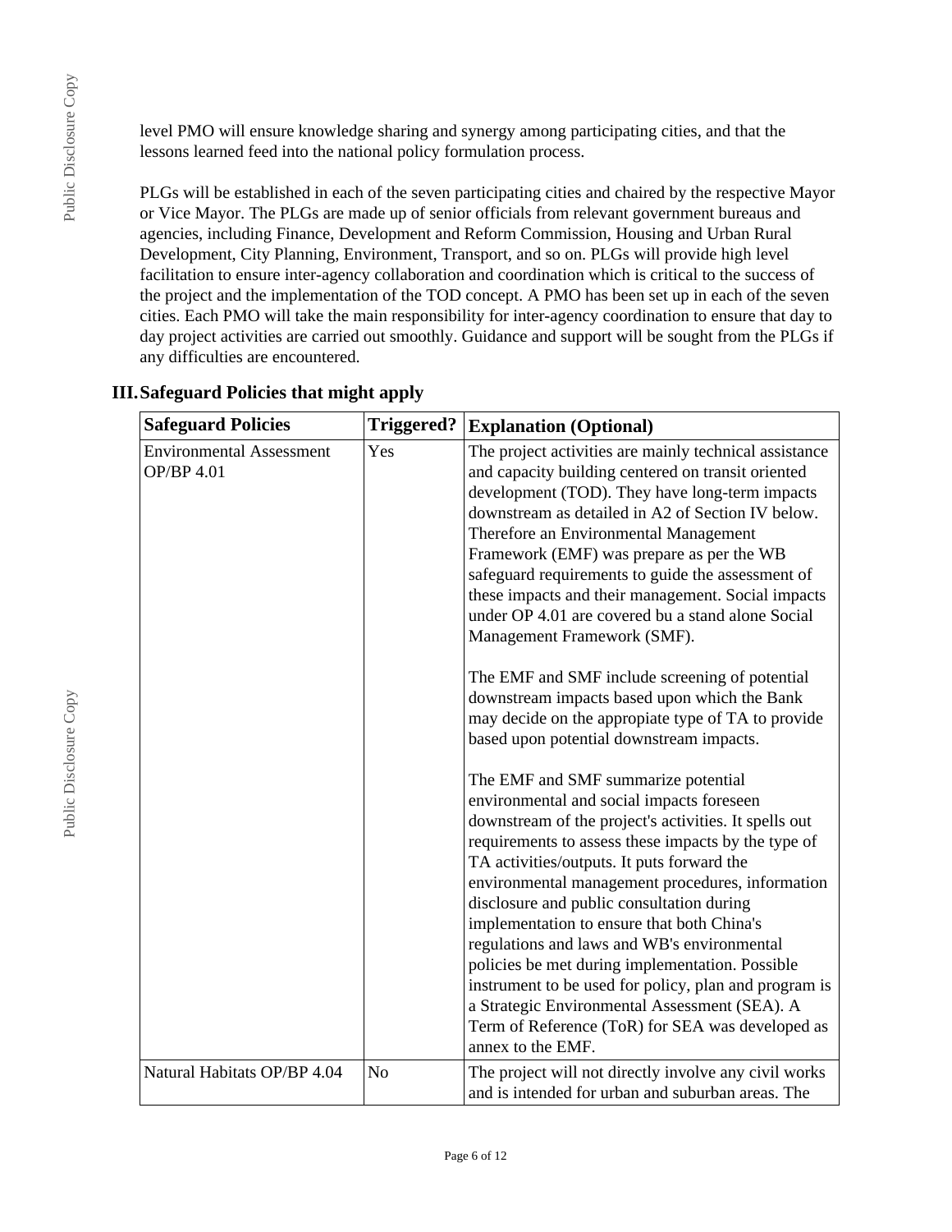level PMO will ensure knowledge sharing and synergy among participating cities, and that the lessons learned feed into the national policy formulation process.

PLGs will be established in each of the seven participating cities and chaired by the respective Mayor or Vice Mayor. The PLGs are made up of senior officials from relevant government bureaus and agencies, including Finance, Development and Reform Commission, Housing and Urban Rural Development, City Planning, Environment, Transport, and so on. PLGs will provide high level facilitation to ensure inter-agency collaboration and coordination which is critical to the success of the project and the implementation of the TOD concept. A PMO has been set up in each of the seven cities. Each PMO will take the main responsibility for inter-agency coordination to ensure that day to day project activities are carried out smoothly. Guidance and support will be sought from the PLGs if any difficulties are encountered.

## III. Safeguard Policies that might apply

| Safeguard Policies | Triggered? | Explanation (Optional) |
| --- | --- | --- |
| Environmental Assessment OP/BP 4.01 | Yes | The project activities are mainly technical assistance and capacity building centered on transit oriented development (TOD). They have long-term impacts downstream as detailed in A2 of Section IV below. Therefore an Environmental Management Framework (EMF) was prepare as per the WB safeguard requirements to guide the assessment of these impacts and their management. Social impacts under OP 4.01 are covered bu a stand alone Social Management Framework (SMF).<br><br>The EMF and SMF include screening of potential downstream impacts based upon which the Bank may decide on the appropiate type of TA to provide based upon potential downstream impacts.<br><br>The EMF and SMF summarize potential environmental and social impacts foreseen downstream of the project's activities. It spells out requirements to assess these impacts by the type of TA activities/outputs. It puts forward the environmental management procedures, information disclosure and public consultation during implementation to ensure that both China's regulations and laws and WB's environmental policies be met during implementation. Possible instrument to be used for policy, plan and program is a Strategic Environmental Assessment (SEA). A Term of Reference (ToR) for SEA was developed as annex to the EMF. |
| Natural Habitats OP/BP 4.04 | No | The project will not directly involve any civil works and is intended for urban and suburban areas. The |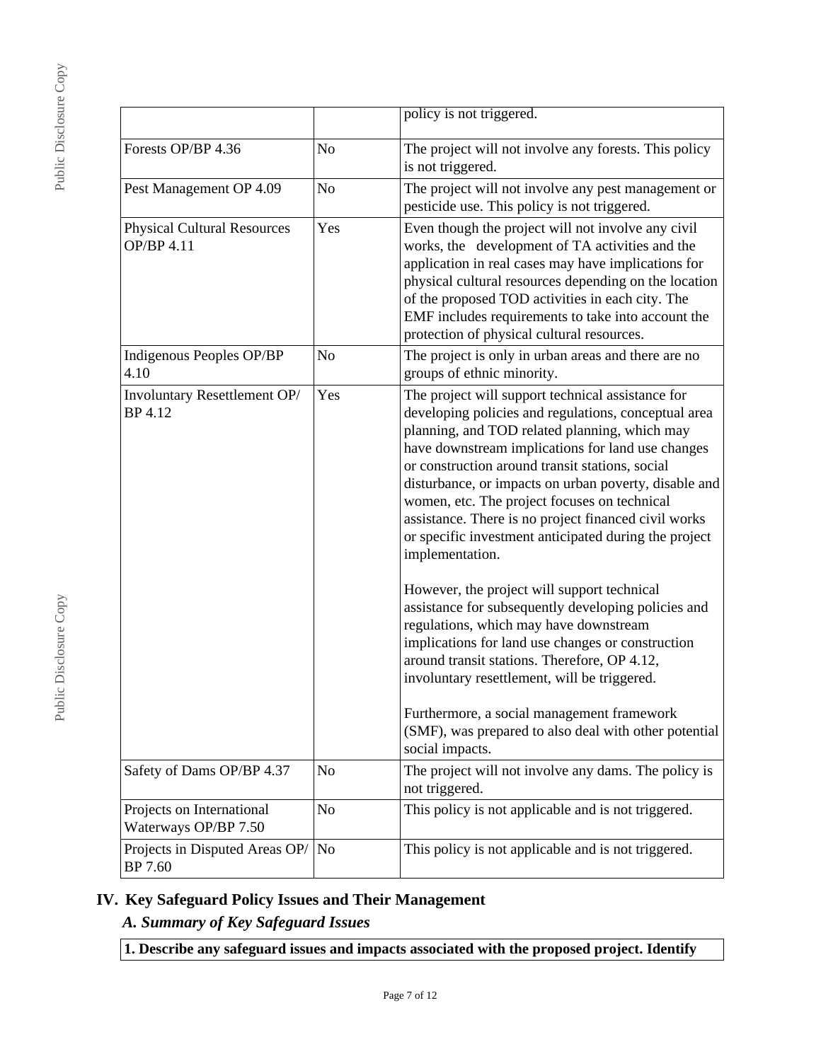| | | policy is not triggered. |
|---|---|---|
| Forests OP/BP 4.36 | No | The project will not involve any forests. This policy is not triggered. |
| Pest Management OP 4.09 | No | The project will not involve any pest management or pesticide use. This policy is not triggered. |
| Physical Cultural Resources OP/BP 4.11 | Yes | Even though the project will not involve any civil works, the development of TA activities and the application in real cases may have implications for physical cultural resources depending on the location of the proposed TOD activities in each city. The EMF includes requirements to take into account the protection of physical cultural resources. |
| Indigenous Peoples OP/BP 4.10 | No | The project is only in urban areas and there are no groups of ethnic minority. |
| Involuntary Resettlement OP/ BP 4.12 | Yes | The project will support technical assistance for developing policies and regulations, conceptual area planning, and TOD related planning, which may have downstream implications for land use changes or construction around transit stations, social disturbance, or impacts on urban poverty, disable and women, etc. The project focuses on technical assistance. There is no project financed civil works or specific investment anticipated during the project implementation.<br><br>However, the project will support technical assistance for subsequently developing policies and regulations, which may have downstream implications for land use changes or construction around transit stations. Therefore, OP 4.12, involuntary resettlement, will be triggered.<br><br>Furthermore, a social management framework (SMF), was prepared to also deal with other potential social impacts. |
| Safety of Dams OP/BP 4.37 | No | The project will not involve any dams. The policy is not triggered. |
| Projects on International Waterways OP/BP 7.50 | No | This policy is not applicable and is not triggered. |
| Projects in Disputed Areas OP/ BP 7.60 | No | This policy is not applicable and is not triggered. |

## IV. Key Safeguard Policy Issues and Their Management

### *A. Summary of Key Safeguard Issues*

**1. Describe any safeguard issues and impacts associated with the proposed project. Identify**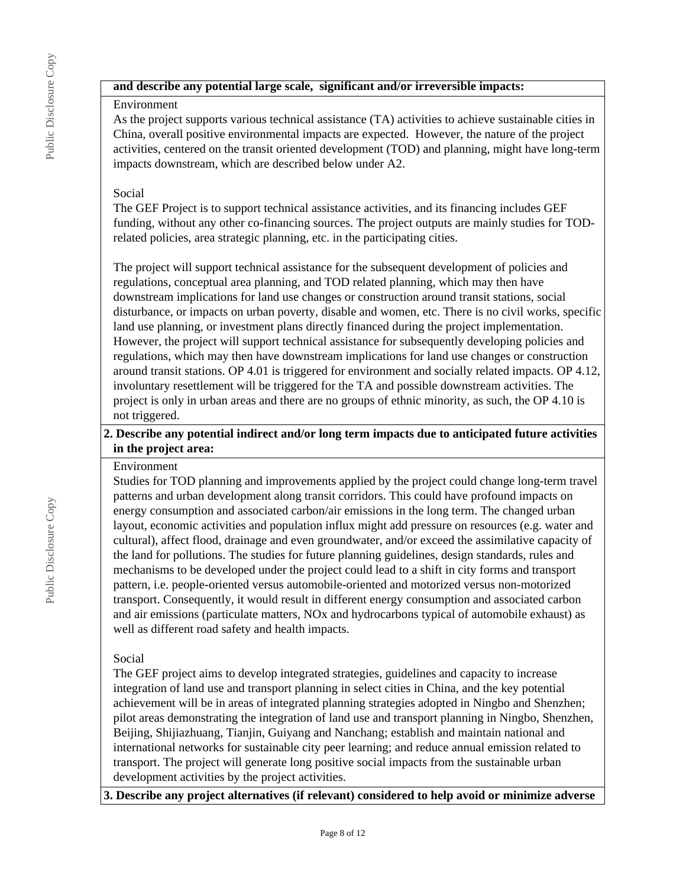**and describe any potential large scale, significant and/or irreversible impacts:**

Environment

As the project supports various technical assistance (TA) activities to achieve sustainable cities in China, overall positive environmental impacts are expected. However, the nature of the project activities, centered on the transit oriented development (TOD) and planning, might have long-term impacts downstream, which are described below under A2.

Social

The GEF Project is to support technical assistance activities, and its financing includes GEF funding, without any other co-financing sources. The project outputs are mainly studies for TOD-related policies, area strategic planning, etc. in the participating cities.

The project will support technical assistance for the subsequent development of policies and regulations, conceptual area planning, and TOD related planning, which may then have downstream implications for land use changes or construction around transit stations, social disturbance, or impacts on urban poverty, disable and women, etc. There is no civil works, specific land use planning, or investment plans directly financed during the project implementation. However, the project will support technical assistance for subsequently developing policies and regulations, which may then have downstream implications for land use changes or construction around transit stations. OP 4.01 is triggered for environment and socially related impacts. OP 4.12, involuntary resettlement will be triggered for the TA and possible downstream activities. The project is only in urban areas and there are no groups of ethnic minority, as such, the OP 4.10 is not triggered.

**2. Describe any potential indirect and/or long term impacts due to anticipated future activities in the project area:**

Environment

Studies for TOD planning and improvements applied by the project could change long-term travel patterns and urban development along transit corridors. This could have profound impacts on energy consumption and associated carbon/air emissions in the long term. The changed urban layout, economic activities and population influx might add pressure on resources (e.g. water and cultural), affect flood, drainage and even groundwater, and/or exceed the assimilative capacity of the land for pollutions. The studies for future planning guidelines, design standards, rules and mechanisms to be developed under the project could lead to a shift in city forms and transport pattern, i.e. people-oriented versus automobile-oriented and motorized versus non-motorized transport. Consequently, it would result in different energy consumption and associated carbon and air emissions (particulate matters, NOx and hydrocarbons typical of automobile exhaust) as well as different road safety and health impacts.

Social

The GEF project aims to develop integrated strategies, guidelines and capacity to increase integration of land use and transport planning in select cities in China, and the key potential achievement will be in areas of integrated planning strategies adopted in Ningbo and Shenzhen; pilot areas demonstrating the integration of land use and transport planning in Ningbo, Shenzhen, Beijing, Shijiazhuang, Tianjin, Guiyang and Nanchang; establish and maintain national and international networks for sustainable city peer learning; and reduce annual emission related to transport. The project will generate long positive social impacts from the sustainable urban development activities by the project activities.

**3. Describe any project alternatives (if relevant) considered to help avoid or minimize adverse**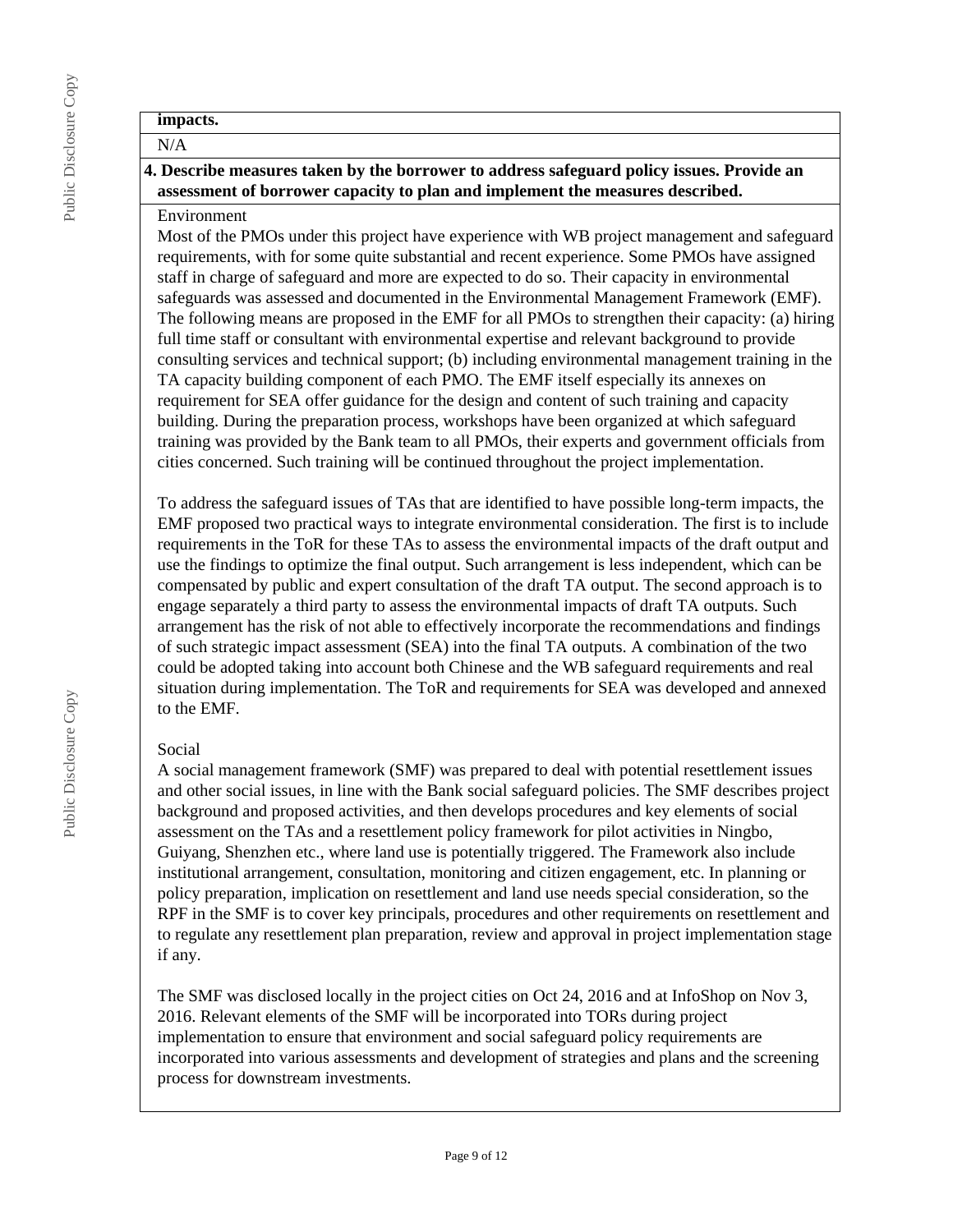**impacts.**

N/A

**4. Describe measures taken by the borrower to address safeguard policy issues. Provide an assessment of borrower capacity to plan and implement the measures described.**

Environment

Most of the PMOs under this project have experience with WB project management and safeguard requirements, with for some quite substantial and recent experience. Some PMOs have assigned staff in charge of safeguard and more are expected to do so. Their capacity in environmental safeguards was assessed and documented in the Environmental Management Framework (EMF). The following means are proposed in the EMF for all PMOs to strengthen their capacity: (a) hiring full time staff or consultant with environmental expertise and relevant background to provide consulting services and technical support; (b) including environmental management training in the TA capacity building component of each PMO. The EMF itself especially its annexes on requirement for SEA offer guidance for the design and content of such training and capacity building. During the preparation process, workshops have been organized at which safeguard training was provided by the Bank team to all PMOs, their experts and government officials from cities concerned. Such training will be continued throughout the project implementation.

To address the safeguard issues of TAs that are identified to have possible long-term impacts, the EMF proposed two practical ways to integrate environmental consideration. The first is to include requirements in the ToR for these TAs to assess the environmental impacts of the draft output and use the findings to optimize the final output. Such arrangement is less independent, which can be compensated by public and expert consultation of the draft TA output. The second approach is to engage separately a third party to assess the environmental impacts of draft TA outputs. Such arrangement has the risk of not able to effectively incorporate the recommendations and findings of such strategic impact assessment (SEA) into the final TA outputs. A combination of the two could be adopted taking into account both Chinese and the WB safeguard requirements and real situation during implementation. The ToR and requirements for SEA was developed and annexed to the EMF.

Social

A social management framework (SMF) was prepared to deal with potential resettlement issues and other social issues, in line with the Bank social safeguard policies. The SMF describes project background and proposed activities, and then develops procedures and key elements of social assessment on the TAs and a resettlement policy framework for pilot activities in Ningbo, Guiyang, Shenzhen etc., where land use is potentially triggered. The Framework also include institutional arrangement, consultation, monitoring and citizen engagement, etc. In planning or policy preparation, implication on resettlement and land use needs special consideration, so the RPF in the SMF is to cover key principals, procedures and other requirements on resettlement and to regulate any resettlement plan preparation, review and approval in project implementation stage if any.

The SMF was disclosed locally in the project cities on Oct 24, 2016 and at InfoShop on Nov 3, 2016. Relevant elements of the SMF will be incorporated into TORs during project implementation to ensure that environment and social safeguard policy requirements are incorporated into various assessments and development of strategies and plans and the screening process for downstream investments.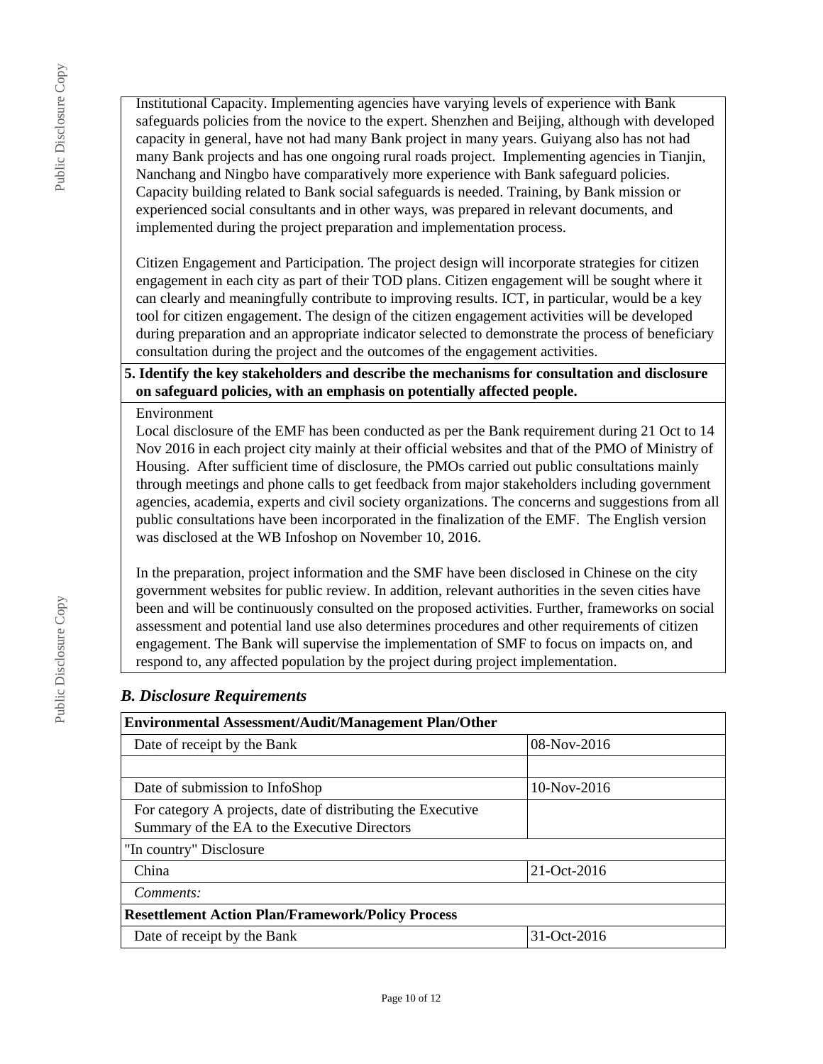Institutional Capacity. Implementing agencies have varying levels of experience with Bank safeguards policies from the novice to the expert. Shenzhen and Beijing, although with developed capacity in general, have not had many Bank project in many years. Guiyang also has not had many Bank projects and has one ongoing rural roads project. Implementing agencies in Tianjin, Nanchang and Ningbo have comparatively more experience with Bank safeguard policies. Capacity building related to Bank social safeguards is needed. Training, by Bank mission or experienced social consultants and in other ways, was prepared in relevant documents, and implemented during the project preparation and implementation process.

Citizen Engagement and Participation. The project design will incorporate strategies for citizen engagement in each city as part of their TOD plans. Citizen engagement will be sought where it can clearly and meaningfully contribute to improving results. ICT, in particular, would be a key tool for citizen engagement. The design of the citizen engagement activities will be developed during preparation and an appropriate indicator selected to demonstrate the process of beneficiary consultation during the project and the outcomes of the engagement activities.

**5. Identify the key stakeholders and describe the mechanisms for consultation and disclosure on safeguard policies, with an emphasis on potentially affected people.**

Environment

Local disclosure of the EMF has been conducted as per the Bank requirement during 21 Oct to 14 Nov 2016 in each project city mainly at their official websites and that of the PMO of Ministry of Housing. After sufficient time of disclosure, the PMOs carried out public consultations mainly through meetings and phone calls to get feedback from major stakeholders including government agencies, academia, experts and civil society organizations. The concerns and suggestions from all public consultations have been incorporated in the finalization of the EMF. The English version was disclosed at the WB Infoshop on November 10, 2016.

In the preparation, project information and the SMF have been disclosed in Chinese on the city government websites for public review. In addition, relevant authorities in the seven cities have been and will be continuously consulted on the proposed activities. Further, frameworks on social assessment and potential land use also determines procedures and other requirements of citizen engagement. The Bank will supervise the implementation of SMF to focus on impacts on, and respond to, any affected population by the project during project implementation.

### *B. Disclosure Requirements*

| **Environmental Assessment/Audit/Management Plan/Other** | |
|---|---|
| Date of receipt by the Bank | 08-Nov-2016 |
| | |
| Date of submission to InfoShop | 10-Nov-2016 |
| For category A projects, date of distributing the Executive Summary of the EA to the Executive Directors | |
| "In country" Disclosure | |
| China | 21-Oct-2016 |
| *Comments:* | |
| **Resettlement Action Plan/Framework/Policy Process** | |
| Date of receipt by the Bank | 31-Oct-2016 |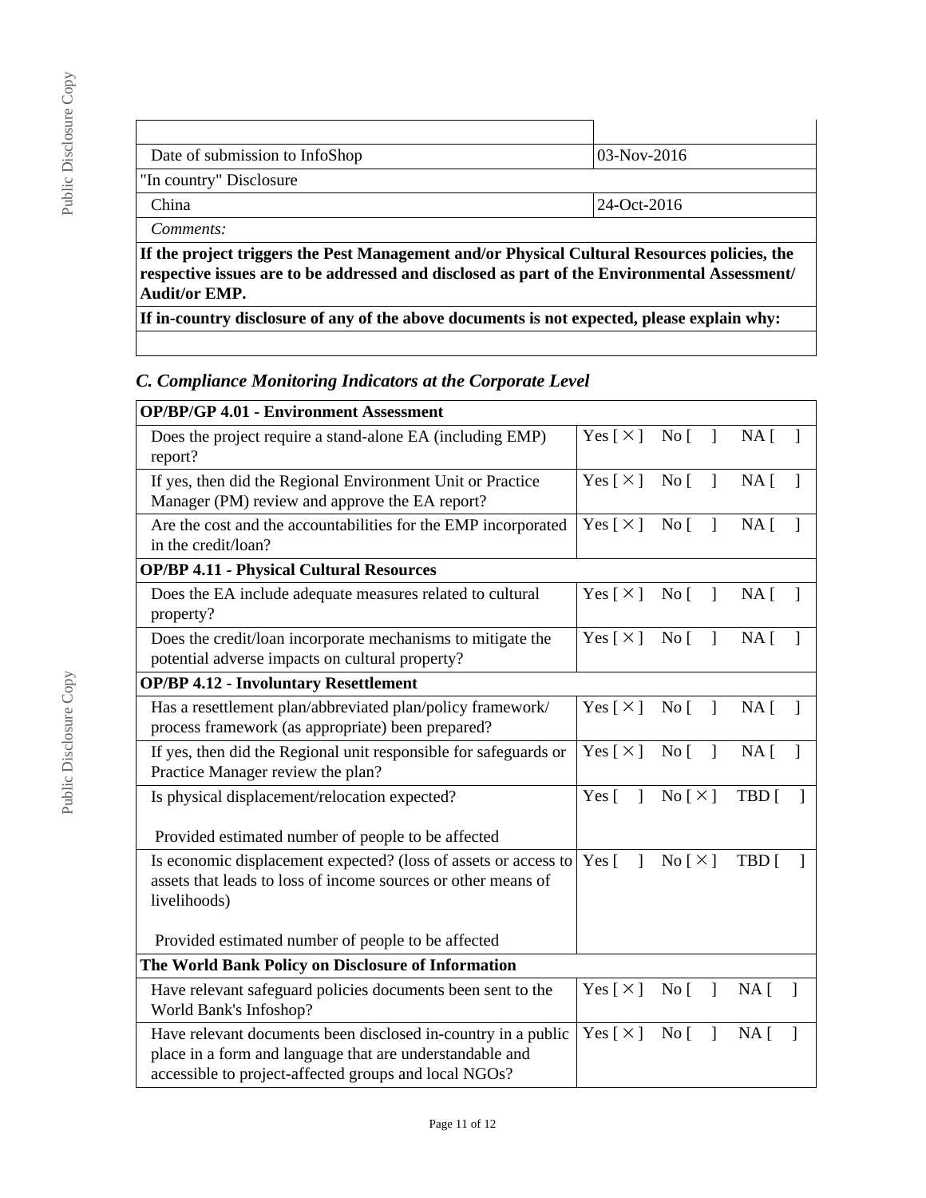| | |
|---|---|
| Date of submission to InfoShop | 03-Nov-2016 |
| "In country" Disclosure | |
| China | 24-Oct-2016 |
| *Comments:* | |
| **If the project triggers the Pest Management and/or Physical Cultural Resources policies, the respective issues are to be addressed and disclosed as part of the Environmental Assessment/ Audit/or EMP.** | |
| **If in-country disclosure of any of the above documents is not expected, please explain why:** | |
| | |

### *C. Compliance Monitoring Indicators at the Corporate Level*

| **OP/BP/GP 4.01 - Environment Assessment** | |
|---|---|
| Does the project require a stand-alone EA (including EMP) report? | Yes [ × ] No [ ] NA [ ] |
| If yes, then did the Regional Environment Unit or Practice Manager (PM) review and approve the EA report? | Yes [ × ] No [ ] NA [ ] |
| Are the cost and the accountabilities for the EMP incorporated in the credit/loan? | Yes [ × ] No [ ] NA [ ] |
| **OP/BP 4.11 - Physical Cultural Resources** | |
| Does the EA include adequate measures related to cultural property? | Yes [ × ] No [ ] NA [ ] |
| Does the credit/loan incorporate mechanisms to mitigate the potential adverse impacts on cultural property? | Yes [ × ] No [ ] NA [ ] |
| **OP/BP 4.12 - Involuntary Resettlement** | |
| Has a resettlement plan/abbreviated plan/policy framework/ process framework (as appropriate) been prepared? | Yes [ × ] No [ ] NA [ ] |
| If yes, then did the Regional unit responsible for safeguards or Practice Manager review the plan? | Yes [ × ] No [ ] NA [ ] |
| Is physical displacement/relocation expected?<br><br>Provided estimated number of people to be affected | Yes [ ] No [ × ] TBD [ ] |
| Is economic displacement expected? (loss of assets or access to assets that leads to loss of income sources or other means of livelihoods)<br><br>Provided estimated number of people to be affected | Yes [ ] No [ × ] TBD [ ] |
| **The World Bank Policy on Disclosure of Information** | |
| Have relevant safeguard policies documents been sent to the World Bank's Infoshop? | Yes [ × ] No [ ] NA [ ] |
| Have relevant documents been disclosed in-country in a public place in a form and language that are understandable and accessible to project-affected groups and local NGOs? | Yes [ × ] No [ ] NA [ ] |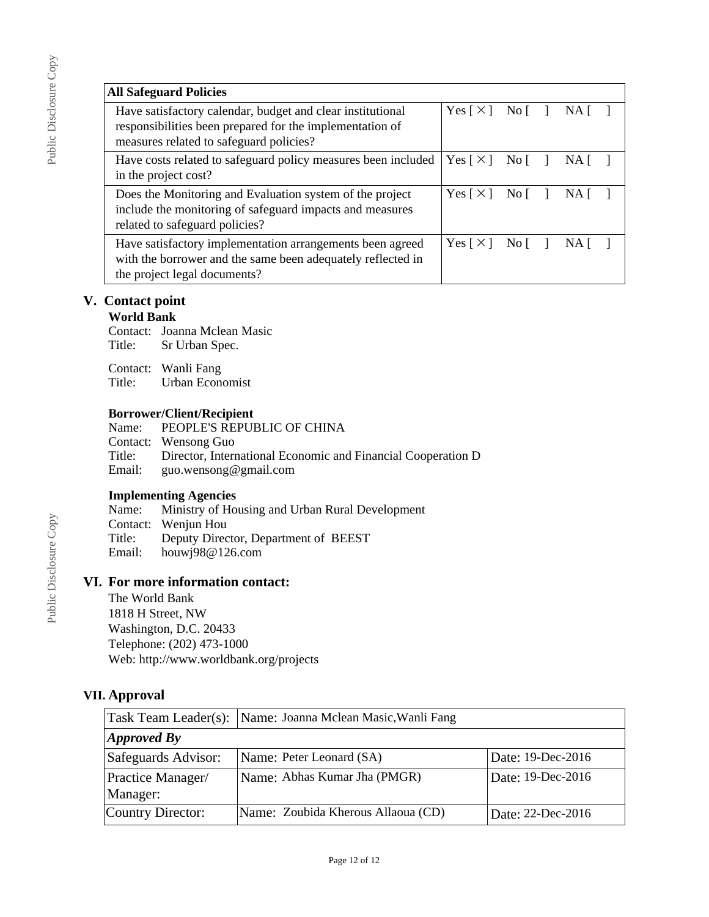| All Safeguard Policies | |
|---|---|
| Have satisfactory calendar, budget and clear institutional responsibilities been prepared for the implementation of measures related to safeguard policies? | Yes [ × ] No [ ] NA [ ] |
| Have costs related to safeguard policy measures been included in the project cost? | Yes [ × ] No [ ] NA [ ] |
| Does the Monitoring and Evaluation system of the project include the monitoring of safeguard impacts and measures related to safeguard policies? | Yes [ × ] No [ ] NA [ ] |
| Have satisfactory implementation arrangements been agreed with the borrower and the same been adequately reflected in the project legal documents? | Yes [ × ] No [ ] NA [ ] |

## V. Contact point

**World Bank**

Contact: Joanna Mclean Masic
Title: Sr Urban Spec.

Contact: Wanli Fang
Title: Urban Economist

**Borrower/Client/Recipient**

Name: PEOPLE'S REPUBLIC OF CHINA
Contact: Wensong Guo
Title: Director, International Economic and Financial Cooperation D
Email: guo.wensong@gmail.com

**Implementing Agencies**

Name: Ministry of Housing and Urban Rural Development
Contact: Wenjun Hou
Title: Deputy Director, Department of BEEST
Email: houwj98@126.com

## VI. For more information contact:

The World Bank
1818 H Street, NW
Washington, D.C. 20433
Telephone: (202) 473-1000
Web: http://www.worldbank.org/projects

## VII. Approval

| Task Team Leader(s): | Name: Joanna Mclean Masic,Wanli Fang | |
|---|---|---|
| ***Approved By*** | | |
| Safeguards Advisor: | Name: Peter Leonard (SA) | Date: 19-Dec-2016 |
| Practice Manager/ Manager: | Name: Abhas Kumar Jha (PMGR) | Date: 19-Dec-2016 |
| Country Director: | Name: Zoubida Kherous Allaoua (CD) | Date: 22-Dec-2016 |